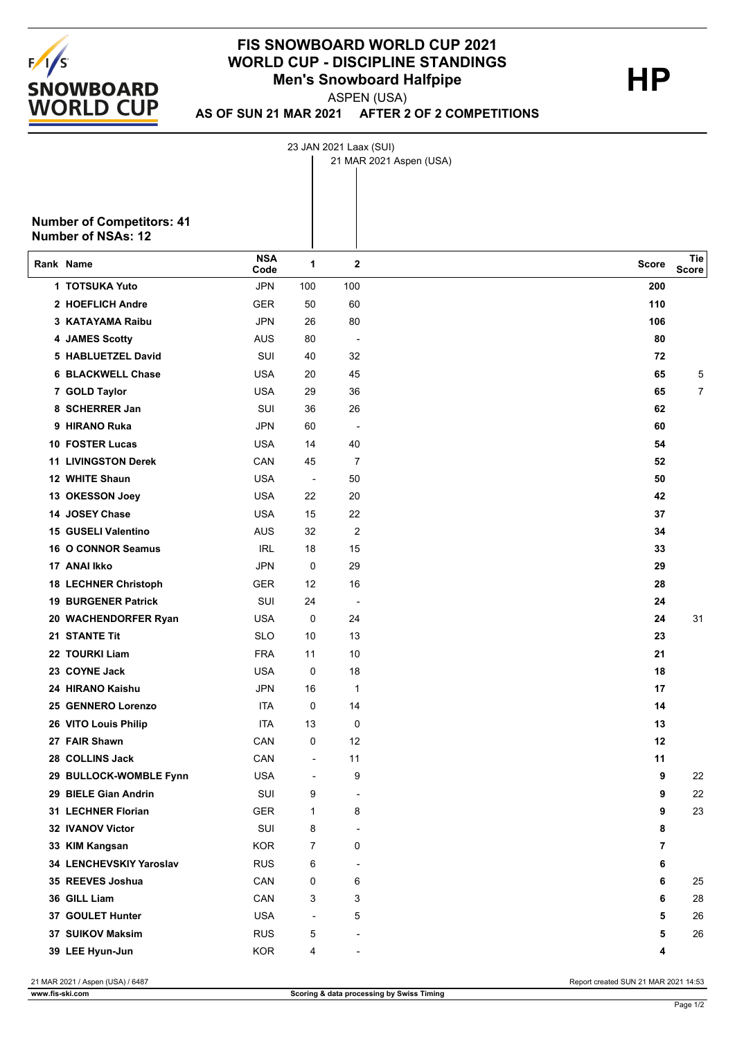# FIS SNOWBOARD WORLD CUP 2021
## WORLD CUP - DISCIPLINE STANDINGS
### Men's Snowboard Halfpipe

**HP**

ASPEN (USA)

**AS OF SUN 21 MAR 2021 AFTER 2 OF 2 COMPETITIONS**

1: 23 JAN 2021 Laax (SUI)
2: 21 MAR 2021 Aspen (USA)

**Number of Competitors: 41**
**Number of NSAs: 12**

| Rank | Name | NSA Code | 1 | 2 | Score | Tie Score |
|---|---|---|---|---|---|---|
| 1 | TOTSUKA Yuto | JPN | 100 | 100 | 200 | |
| 2 | HOEFLICH Andre | GER | 50 | 60 | 110 | |
| 3 | KATAYAMA Raibu | JPN | 26 | 80 | 106 | |
| 4 | JAMES Scotty | AUS | 80 | - | 80 | |
| 5 | HABLUETZEL David | SUI | 40 | 32 | 72 | |
| 6 | BLACKWELL Chase | USA | 20 | 45 | 65 | 5 |
| 7 | GOLD Taylor | USA | 29 | 36 | 65 | 7 |
| 8 | SCHERRER Jan | SUI | 36 | 26 | 62 | |
| 9 | HIRANO Ruka | JPN | 60 | - | 60 | |
| 10 | FOSTER Lucas | USA | 14 | 40 | 54 | |
| 11 | LIVINGSTON Derek | CAN | 45 | 7 | 52 | |
| 12 | WHITE Shaun | USA | - | 50 | 50 | |
| 13 | OKESSON Joey | USA | 22 | 20 | 42 | |
| 14 | JOSEY Chase | USA | 15 | 22 | 37 | |
| 15 | GUSELI Valentino | AUS | 32 | 2 | 34 | |
| 16 | O CONNOR Seamus | IRL | 18 | 15 | 33 | |
| 17 | ANAI Ikko | JPN | 0 | 29 | 29 | |
| 18 | LECHNER Christoph | GER | 12 | 16 | 28 | |
| 19 | BURGENER Patrick | SUI | 24 | - | 24 | |
| 20 | WACHENDORFER Ryan | USA | 0 | 24 | 24 | 31 |
| 21 | STANTE Tit | SLO | 10 | 13 | 23 | |
| 22 | TOURKI Liam | FRA | 11 | 10 | 21 | |
| 23 | COYNE Jack | USA | 0 | 18 | 18 | |
| 24 | HIRANO Kaishu | JPN | 16 | 1 | 17 | |
| 25 | GENNERO Lorenzo | ITA | 0 | 14 | 14 | |
| 26 | VITO Louis Philip | ITA | 13 | 0 | 13 | |
| 27 | FAIR Shawn | CAN | 0 | 12 | 12 | |
| 28 | COLLINS Jack | CAN | - | 11 | 11 | |
| 29 | BULLOCK-WOMBLE Fynn | USA | - | 9 | 9 | 22 |
| 29 | BIELE Gian Andrin | SUI | 9 | - | 9 | 22 |
| 31 | LECHNER Florian | GER | 1 | 8 | 9 | 23 |
| 32 | IVANOV Victor | SUI | 8 | - | 8 | |
| 33 | KIM Kangsan | KOR | 7 | 0 | 7 | |
| 34 | LENCHEVSKIY Yaroslav | RUS | 6 | - | 6 | |
| 35 | REEVES Joshua | CAN | 0 | 6 | 6 | 25 |
| 36 | GILL Liam | CAN | 3 | 3 | 6 | 28 |
| 37 | GOULET Hunter | USA | - | 5 | 5 | 26 |
| 37 | SUIKOV Maksim | RUS | 5 | - | 5 | 26 |
| 39 | LEE Hyun-Jun | KOR | 4 | - | 4 | |

21 MAR 2021 / Aspen (USA) / 6487 — Report created SUN 21 MAR 2021 14:53

www.fis-ski.com — Scoring & data processing by Swiss Timing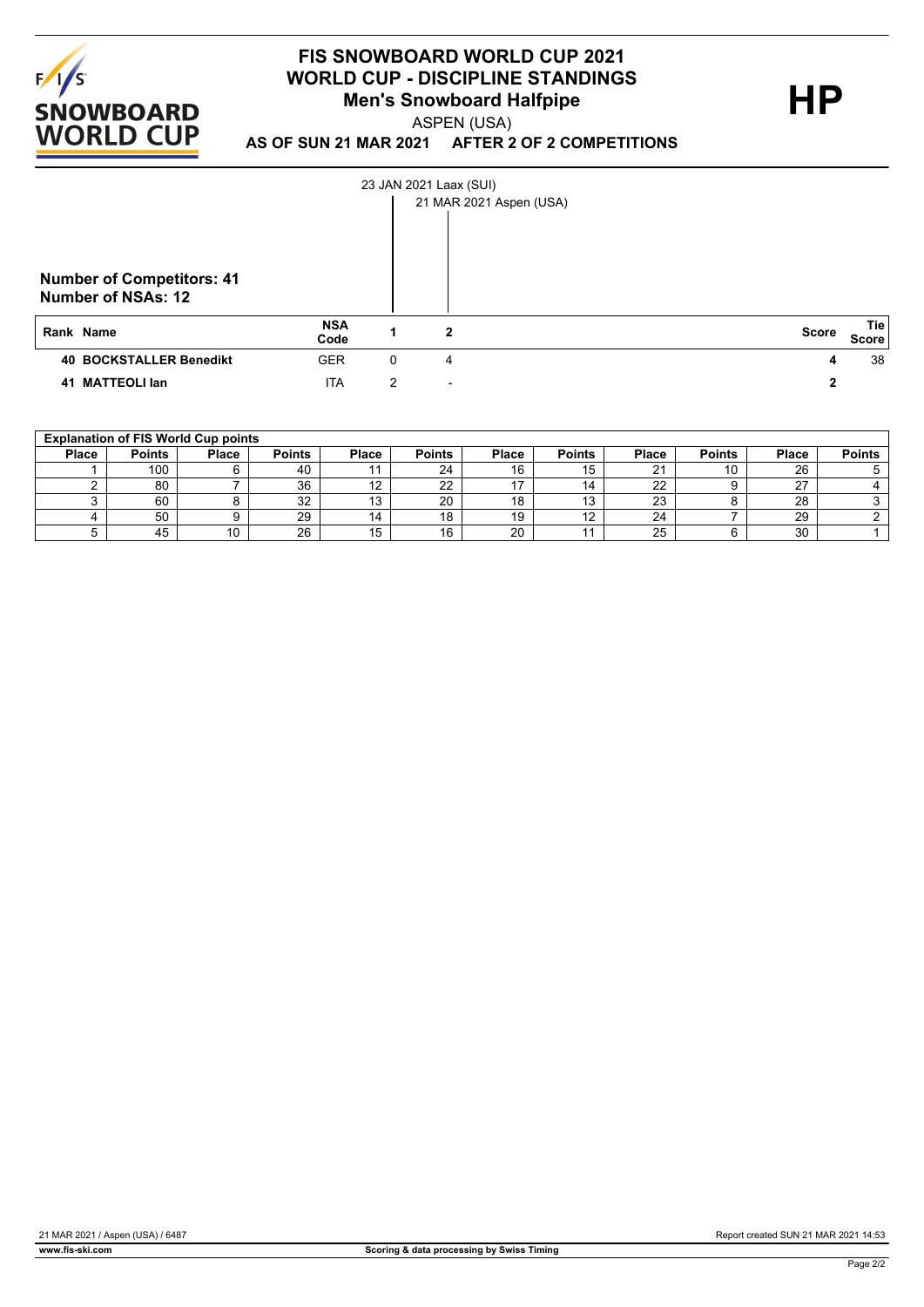# FIS SNOWBOARD WORLD CUP 2021
## WORLD CUP - DISCIPLINE STANDINGS
### Men's Snowboard Halfpipe

**HP**

ASPEN (USA)

**AS OF SUN 21 MAR 2021 AFTER 2 OF 2 COMPETITIONS**

23 JAN 2021 Laax (SUI)

21 MAR 2021 Aspen (USA)

**Number of Competitors: 41**
**Number of NSAs: 12**

| Rank | Name | NSA Code | 1 | 2 | Score | Tie Score |
|---|---|---|---|---|---|---|
| 40 | BOCKSTALLER Benedikt | GER | 0 | 4 | 4 | 38 |
| 41 | MATTEOLI Ian | ITA | 2 | - | 2 | |

**Explanation of FIS World Cup points**

| Place | Points | Place | Points | Place | Points | Place | Points | Place | Points | Place | Points |
|---|---|---|---|---|---|---|---|---|---|---|---|
| 1 | 100 | 6 | 40 | 11 | 24 | 16 | 15 | 21 | 10 | 26 | 5 |
| 2 | 80 | 7 | 36 | 12 | 22 | 17 | 14 | 22 | 9 | 27 | 4 |
| 3 | 60 | 8 | 32 | 13 | 20 | 18 | 13 | 23 | 8 | 28 | 3 |
| 4 | 50 | 9 | 29 | 14 | 18 | 19 | 12 | 24 | 7 | 29 | 2 |
| 5 | 45 | 10 | 26 | 15 | 16 | 20 | 11 | 25 | 6 | 30 | 1 |

21 MAR 2021 / Aspen (USA) / 6487

Report created SUN 21 MAR 2021 14:53

www.fis-ski.com

Scoring & data processing by Swiss Timing